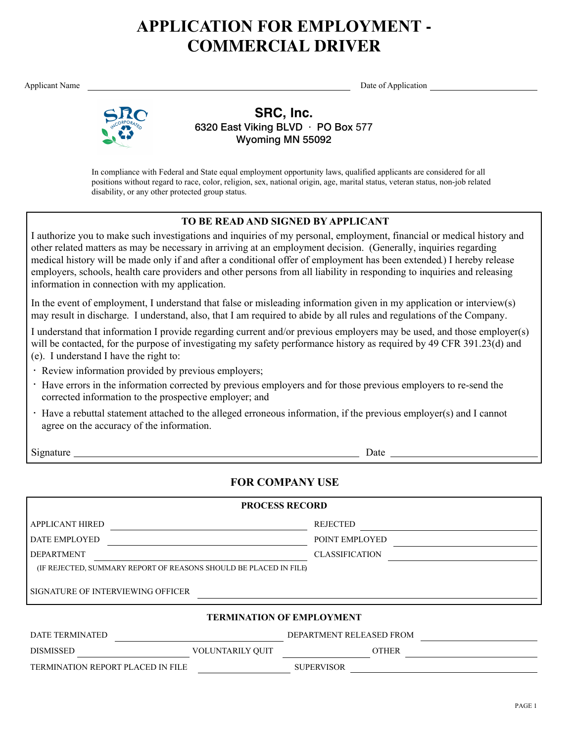# APPLICATION FOR EMPLOYMENT - COMMERCIAL DRIVER

Applicant Name \_\_\_\_\_\_\_\_\_\_\_\_\_\_\_\_\_\_\_\_\_\_\_\_\_\_\_\_\_\_\_\_\_\_\_\_\_\_\_\_ Date of Application \_\_\_\_\_\_\_\_\_\_\_\_\_\_\_\_\_\_\_\_

## SRC, Inc.

6320 East Viking BLVD · PO Box 577
Wyoming MN 55092

In compliance with Federal and State equal employment opportunity laws, qualified applicants are considered for all positions without regard to race, color, religion, sex, national origin, age, marital status, veteran status, non-job related disability, or any other protected group status.

### TO BE READ AND SIGNED BY APPLICANT

I authorize you to make such investigations and inquiries of my personal, employment, financial or medical history and other related matters as may be necessary in arriving at an employment decision. (Generally, inquiries regarding medical history will be made only if and after a conditional offer of employment has been extended.) I hereby release employers, schools, health care providers and other persons from all liability in responding to inquiries and releasing information in connection with my application.

In the event of employment, I understand that false or misleading information given in my application or interview(s) may result in discharge. I understand, also, that I am required to abide by all rules and regulations of the Company.

I understand that information I provide regarding current and/or previous employers may be used, and those employer(s) will be contacted, for the purpose of investigating my safety performance history as required by 49 CFR 391.23(d) and (e). I understand I have the right to:

- Review information provided by previous employers;
- Have errors in the information corrected by previous employers and for those previous employers to re-send the corrected information to the prospective employer; and
- Have a rebuttal statement attached to the alleged erroneous information, if the previous employer(s) and I cannot agree on the accuracy of the information.

Signature \_\_\_\_\_\_\_\_\_\_\_\_\_\_\_\_\_\_\_\_\_\_\_\_\_\_\_\_\_\_\_\_\_\_\_\_\_\_\_\_ Date \_\_\_\_\_\_\_\_\_\_\_\_\_\_\_\_\_\_\_\_

## FOR COMPANY USE

### PROCESS RECORD

APPLICANT HIRED \_\_\_\_\_\_\_\_\_\_\_\_\_\_\_\_\_\_\_\_ REJECTED \_\_\_\_\_\_\_\_\_\_\_\_\_\_\_\_\_\_\_\_

DATE EMPLOYED \_\_\_\_\_\_\_\_\_\_\_\_\_\_\_\_\_\_\_\_ POINT EMPLOYED \_\_\_\_\_\_\_\_\_\_\_\_\_\_\_\_\_\_\_\_

DEPARTMENT \_\_\_\_\_\_\_\_\_\_\_\_\_\_\_\_\_\_\_\_ CLASSIFICATION \_\_\_\_\_\_\_\_\_\_\_\_\_\_\_\_\_\_\_\_

(IF REJECTED, SUMMARY REPORT OF REASONS SHOULD BE PLACED IN FILE)

SIGNATURE OF INTERVIEWING OFFICER \_\_\_\_\_\_\_\_\_\_\_\_\_\_\_\_\_\_\_\_\_\_\_\_\_\_\_\_\_\_\_\_\_\_\_\_\_\_\_\_

### TERMINATION OF EMPLOYMENT

DATE TERMINATED \_\_\_\_\_\_\_\_\_\_\_\_\_\_\_\_\_\_\_\_ DEPARTMENT RELEASED FROM \_\_\_\_\_\_\_\_\_\_\_\_\_\_\_\_\_\_\_\_

DISMISSED \_\_\_\_\_\_\_\_\_\_\_\_\_\_\_\_ VOLUNTARILY QUIT \_\_\_\_\_\_\_\_\_\_\_\_\_\_\_\_ OTHER \_\_\_\_\_\_\_\_\_\_\_\_\_\_\_\_

TERMINATION REPORT PLACED IN FILE \_\_\_\_\_\_\_\_\_\_\_\_\_\_\_\_ SUPERVISOR \_\_\_\_\_\_\_\_\_\_\_\_\_\_\_\_\_\_\_\_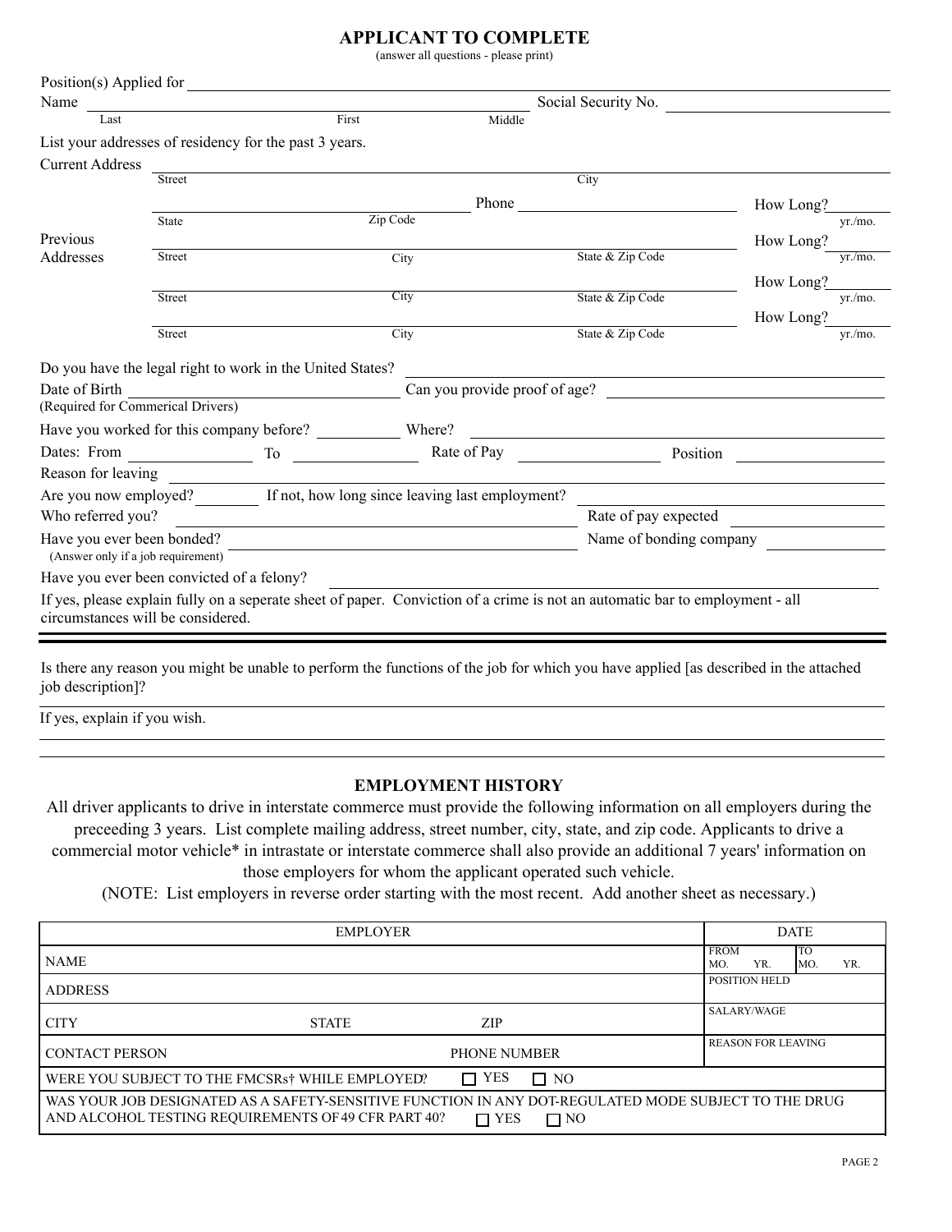## APPLICANT TO COMPLETE

(answer all questions - please print)

Position(s) Applied for ______________________________

Name ______________________________ Social Security No. ______________________________
Last First Middle

List your addresses of residency for the past 3 years.

Current Address ______________________________
Street City

______________________________ Phone ______________________________ How Long? ________ yr./mo.
State Zip Code

Previous Addresses

______________________________ How Long? ________ yr./mo.
Street City State & Zip Code

______________________________ How Long? ________ yr./mo.
Street City State & Zip Code

______________________________ How Long? ________ yr./mo.
Street City State & Zip Code

Do you have the legal right to work in the United States? ______________________________

Date of Birth ______________________________ Can you provide proof of age? ______________________________
(Required for Commerical Drivers)

Have you worked for this company before? __________ Where? ______________________________

Dates: From __________ To __________ Rate of Pay __________ Position __________

Reason for leaving ______________________________

Are you now employed? ________ If not, how long since leaving last employment? ______________________________

Who referred you? ______________________________ Rate of pay expected ______________________________

Have you ever been bonded? ______________________________ Name of bonding company ______________________________
(Answer only if a job requirement)

Have you ever been convicted of a felony? ______________________________

If yes, please explain fully on a seperate sheet of paper. Conviction of a crime is not an automatic bar to employment - all circumstances will be considered.

---

Is there any reason you might be unable to perform the functions of the job for which you have applied [as described in the attached job description]?

______________________________

If yes, explain if you wish.

______________________________

______________________________

## EMPLOYMENT HISTORY

All driver applicants to drive in interstate commerce must provide the following information on all employers during the preceeding 3 years. List complete mailing address, street number, city, state, and zip code. Applicants to drive a commercial motor vehicle* in intrastate or interstate commerce shall also provide an additional 7 years' information on those employers for whom the applicant operated such vehicle.

(NOTE: List employers in reverse order starting with the most recent. Add another sheet as necessary.)

| EMPLOYER | | | DATE |
|---|---|---|---|
| NAME | | | FROM MO. YR. / TO MO. YR. |
| ADDRESS | | | POSITION HELD |
| CITY | STATE | ZIP | SALARY/WAGE |
| CONTACT PERSON | | PHONE NUMBER | REASON FOR LEAVING |
| WERE YOU SUBJECT TO THE FMCSRs† WHILE EMPLOYED? ☐ YES ☐ NO | | | |
| WAS YOUR JOB DESIGNATED AS A SAFETY-SENSITIVE FUNCTION IN ANY DOT-REGULATED MODE SUBJECT TO THE DRUG AND ALCOHOL TESTING REQUIREMENTS OF 49 CFR PART 40? ☐ YES ☐ NO | | | |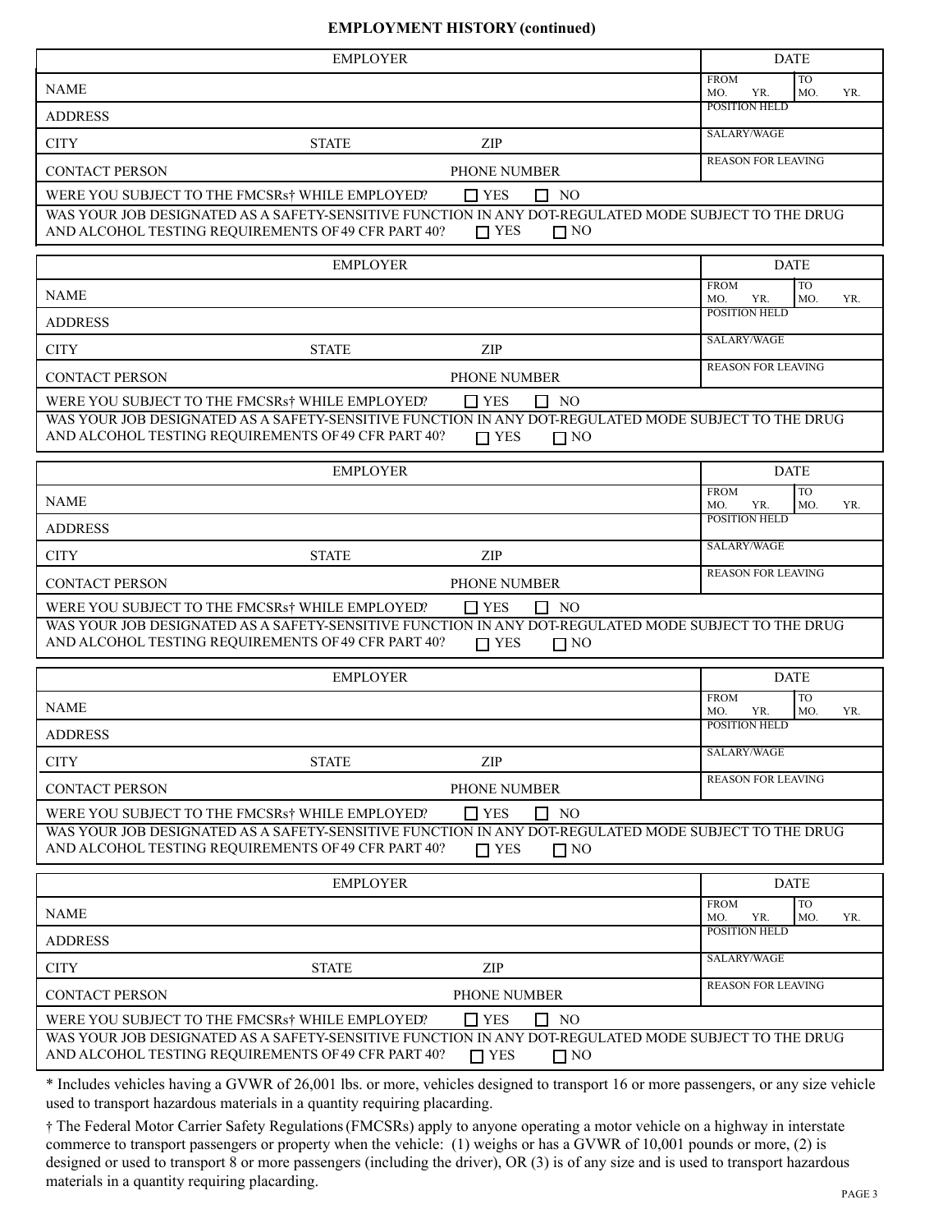## EMPLOYMENT HISTORY (continued)

| EMPLOYER | | | DATE | |
|---|---|---|---|---|
| NAME | | | FROM MO. YR. | TO MO. YR. |
| ADDRESS | | | POSITION HELD | |
| CITY | STATE | ZIP | SALARY/WAGE | |
| CONTACT PERSON | | PHONE NUMBER | REASON FOR LEAVING | |
| WERE YOU SUBJECT TO THE FMCSRs† WHILE EMPLOYED? ☐ YES ☐ NO | | | | |
| WAS YOUR JOB DESIGNATED AS A SAFETY-SENSITIVE FUNCTION IN ANY DOT-REGULATED MODE SUBJECT TO THE DRUG AND ALCOHOL TESTING REQUIREMENTS OF 49 CFR PART 40? ☐ YES ☐ NO | | | | |

| EMPLOYER | | | DATE | |
|---|---|---|---|---|
| NAME | | | FROM MO. YR. | TO MO. YR. |
| ADDRESS | | | POSITION HELD | |
| CITY | STATE | ZIP | SALARY/WAGE | |
| CONTACT PERSON | | PHONE NUMBER | REASON FOR LEAVING | |
| WERE YOU SUBJECT TO THE FMCSRs† WHILE EMPLOYED? ☐ YES ☐ NO | | | | |
| WAS YOUR JOB DESIGNATED AS A SAFETY-SENSITIVE FUNCTION IN ANY DOT-REGULATED MODE SUBJECT TO THE DRUG AND ALCOHOL TESTING REQUIREMENTS OF 49 CFR PART 40? ☐ YES ☐ NO | | | | |

| EMPLOYER | | | DATE | |
|---|---|---|---|---|
| NAME | | | FROM MO. YR. | TO MO. YR. |
| ADDRESS | | | POSITION HELD | |
| CITY | STATE | ZIP | SALARY/WAGE | |
| CONTACT PERSON | | PHONE NUMBER | REASON FOR LEAVING | |
| WERE YOU SUBJECT TO THE FMCSRs† WHILE EMPLOYED? ☐ YES ☐ NO | | | | |
| WAS YOUR JOB DESIGNATED AS A SAFETY-SENSITIVE FUNCTION IN ANY DOT-REGULATED MODE SUBJECT TO THE DRUG AND ALCOHOL TESTING REQUIREMENTS OF 49 CFR PART 40? ☐ YES ☐ NO | | | | |

| EMPLOYER | | | DATE | |
|---|---|---|---|---|
| NAME | | | FROM MO. YR. | TO MO. YR. |
| ADDRESS | | | POSITION HELD | |
| CITY | STATE | ZIP | SALARY/WAGE | |
| CONTACT PERSON | | PHONE NUMBER | REASON FOR LEAVING | |
| WERE YOU SUBJECT TO THE FMCSRs† WHILE EMPLOYED? ☐ YES ☐ NO | | | | |
| WAS YOUR JOB DESIGNATED AS A SAFETY-SENSITIVE FUNCTION IN ANY DOT-REGULATED MODE SUBJECT TO THE DRUG AND ALCOHOL TESTING REQUIREMENTS OF 49 CFR PART 40? ☐ YES ☐ NO | | | | |

| EMPLOYER | | | DATE | |
|---|---|---|---|---|
| NAME | | | FROM MO. YR. | TO MO. YR. |
| ADDRESS | | | POSITION HELD | |
| CITY | STATE | ZIP | SALARY/WAGE | |
| CONTACT PERSON | | PHONE NUMBER | REASON FOR LEAVING | |
| WERE YOU SUBJECT TO THE FMCSRs† WHILE EMPLOYED? ☐ YES ☐ NO | | | | |
| WAS YOUR JOB DESIGNATED AS A SAFETY-SENSITIVE FUNCTION IN ANY DOT-REGULATED MODE SUBJECT TO THE DRUG AND ALCOHOL TESTING REQUIREMENTS OF 49 CFR PART 40? ☐ YES ☐ NO | | | | |

* Includes vehicles having a GVWR of 26,001 lbs. or more, vehicles designed to transport 16 or more passengers, or any size vehicle used to transport hazardous materials in a quantity requiring placarding.

† The Federal Motor Carrier Safety Regulations (FMCSRs) apply to anyone operating a motor vehicle on a highway in interstate commerce to transport passengers or property when the vehicle: (1) weighs or has a GVWR of 10,001 pounds or more, (2) is designed or used to transport 8 or more passengers (including the driver), OR (3) is of any size and is used to transport hazardous materials in a quantity requiring placarding.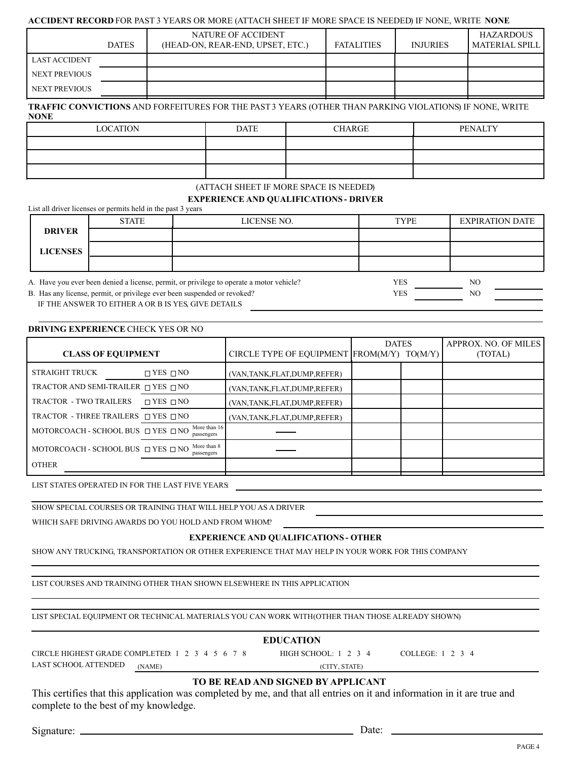**ACCIDENT RECORD** FOR PAST 3 YEARS OR MORE (ATTACH SHEET IF MORE SPACE IS NEEDED) IF NONE, WRITE **NONE**

| | DATES | NATURE OF ACCIDENT (HEAD-ON, REAR-END, UPSET, ETC.) | FATALITIES | INJURIES | HAZARDOUS MATERIAL SPILL |
|---|---|---|---|---|---|
| LAST ACCIDENT | | | | | |
| NEXT PREVIOUS | | | | | |
| NEXT PREVIOUS | | | | | |

**TRAFFIC CONVICTIONS** AND FORFEITURES FOR THE PAST 3 YEARS (OTHER THAN PARKING VIOLATIONS) IF NONE, WRITE **NONE**

| LOCATION | DATE | CHARGE | PENALTY |
|---|---|---|---|
| | | | |
| | | | |
| | | | |

(ATTACH SHEET IF MORE SPACE IS NEEDED)

## EXPERIENCE AND QUALIFICATIONS - DRIVER

List all driver licenses or permits held in the past 3 years

| | STATE | LICENSE NO. | TYPE | EXPIRATION DATE |
|---|---|---|---|---|
| **DRIVER** | | | | |
| **LICENSES** | | | | |
| | | | | |

A. Have you ever been denied a license, permit, or privilege to operate a motor vehicle? YES \_\_\_\_\_\_ NO \_\_\_\_\_\_

B. Has any license, permit, or privilege ever been suspended or revoked? YES \_\_\_\_\_\_ NO \_\_\_\_\_\_

IF THE ANSWER TO EITHER A OR B IS YES, GIVE DETAILS \_\_\_\_\_\_\_\_\_\_\_\_\_\_\_\_\_\_\_\_

**DRIVING EXPERIENCE** CHECK YES OR NO

| **CLASS OF EQUIPMENT** | CIRCLE TYPE OF EQUIPMENT | DATES FROM(M/Y) | TO(M/Y) | APPROX. NO. OF MILES (TOTAL) |
|---|---|---|---|---|
| STRAIGHT TRUCK ☐ YES ☐ NO | (VAN,TANK,FLAT,DUMP,REFER) | | | |
| TRACTOR AND SEMI-TRAILER ☐ YES ☐ NO | (VAN,TANK,FLAT,DUMP,REFER) | | | |
| TRACTOR - TWO TRAILERS ☐ YES ☐ NO | (VAN,TANK,FLAT,DUMP,REFER) | | | |
| TRACTOR - THREE TRAILERS ☐ YES ☐ NO | (VAN,TANK,FLAT,DUMP,REFER) | | | |
| MOTORCOACH - SCHOOL BUS ☐ YES ☐ NO More than 16 passengers | ——— | | | |
| MOTORCOACH - SCHOOL BUS ☐ YES ☐ NO More than 8 passengers | ——— | | | |
| OTHER | | | | |

LIST STATES OPERATED IN FOR THE LAST FIVE YEARS: \_\_\_\_\_\_\_\_\_\_\_\_\_\_\_\_\_\_\_\_

SHOW SPECIAL COURSES OR TRAINING THAT WILL HELP YOU AS A DRIVER: \_\_\_\_\_\_\_\_\_\_\_\_\_\_\_\_\_\_\_\_

WHICH SAFE DRIVING AWARDS DO YOU HOLD AND FROM WHOM? \_\_\_\_\_\_\_\_\_\_\_\_\_\_\_\_\_\_\_\_

## EXPERIENCE AND QUALIFICATIONS - OTHER

SHOW ANY TRUCKING, TRANSPORTATION OR OTHER EXPERIENCE THAT MAY HELP IN YOUR WORK FOR THIS COMPANY

\_\_\_\_\_\_\_\_\_\_\_\_\_\_\_\_\_\_\_\_

LIST COURSES AND TRAINING OTHER THAN SHOWN ELSEWHERE IN THIS APPLICATION

\_\_\_\_\_\_\_\_\_\_\_\_\_\_\_\_\_\_\_\_

LIST SPECIAL EQUIPMENT OR TECHNICAL MATERIALS YOU CAN WORK WITH (OTHER THAN THOSE ALREADY SHOWN)

\_\_\_\_\_\_\_\_\_\_\_\_\_\_\_\_\_\_\_\_

## EDUCATION

CIRCLE HIGHEST GRADE COMPLETED: 1 2 3 4 5 6 7 8 HIGH SCHOOL: 1 2 3 4 COLLEGE: 1 2 3 4

LAST SCHOOL ATTENDED (NAME) \_\_\_\_\_\_\_\_\_\_ (CITY, STATE) \_\_\_\_\_\_\_\_\_\_

## TO BE READ AND SIGNED BY APPLICANT

This certifies that this application was completed by me, and that all entries on it and information in it are true and complete to the best of my knowledge.

Signature: \_\_\_\_\_\_\_\_\_\_\_\_\_\_\_\_\_\_\_\_ Date: \_\_\_\_\_\_\_\_\_\_\_\_\_\_\_\_\_\_\_\_